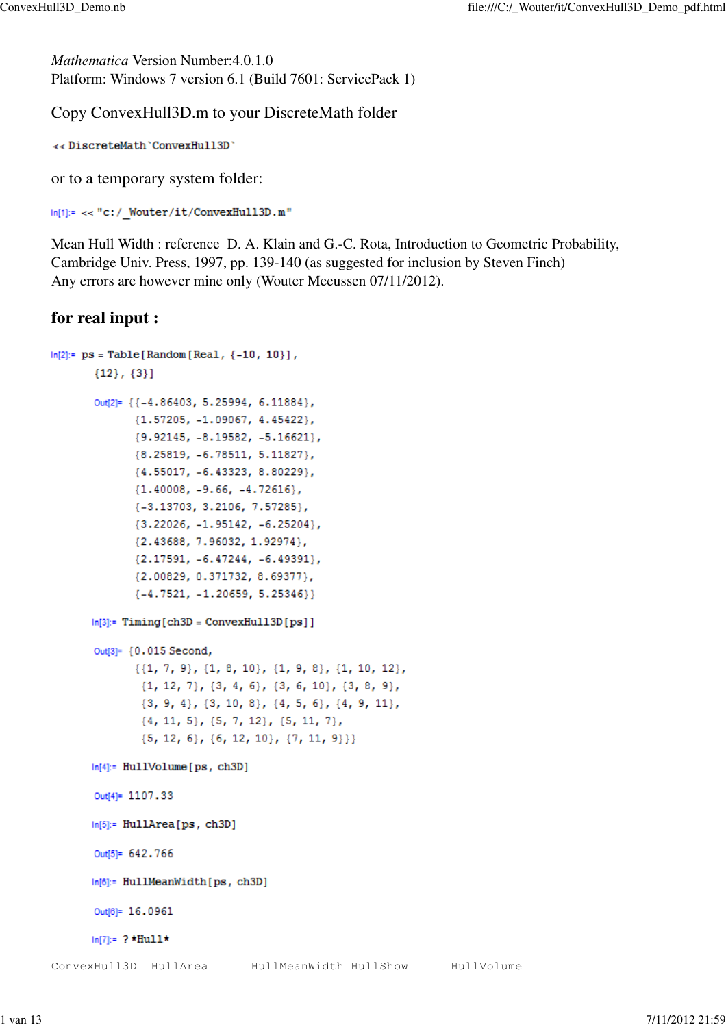*Mathematica* Version Number:4.0.1.0
Platform: Windows 7 version 6.1 (Build 7601: ServicePack 1)

Copy ConvexHull3D.m to your DiscreteMath folder

```
<< DiscreteMath`ConvexHull3D`
```

or to a temporary system folder:

```
In[1]:= << "c:/_Wouter/it/ConvexHull3D.m"
```

Mean Hull Width : reference D. A. Klain and G.-C. Rota, Introduction to Geometric Probability, Cambridge Univ. Press, 1997, pp. 139-140 (as suggested for inclusion by Steven Finch)
Any errors are however mine only (Wouter Meeussen 07/11/2012).

## for real input :

```
In[2]:= ps = Table[Random[Real, {-10, 10}],
         {12}, {3}]

Out[2]= {{-4.86403, 5.25994, 6.11884},
         {1.57205, -1.09067, 4.45422},
         {9.92145, -8.19582, -5.16621},
         {8.25819, -6.78511, 5.11827},
         {4.55017, -6.43323, 8.80229},
         {1.40008, -9.66, -4.72616},
         {-3.13703, 3.2106, 7.57285},
         {3.22026, -1.95142, -6.25204},
         {2.43688, 7.96032, 1.92974},
         {2.17591, -6.47244, -6.49391},
         {2.00829, 0.371732, 8.69377},
         {-4.7521, -1.20659, 5.25346}}

In[3]:= Timing[ch3D = ConvexHull3D[ps]]

Out[3]= {0.015 Second,
         {{1, 7, 9}, {1, 8, 10}, {1, 9, 8}, {1, 10, 12},
          {1, 12, 7}, {3, 4, 6}, {3, 6, 10}, {3, 8, 9},
          {3, 9, 4}, {3, 10, 8}, {4, 5, 6}, {4, 9, 11},
          {4, 11, 5}, {5, 7, 12}, {5, 11, 7},
          {5, 12, 6}, {6, 12, 10}, {7, 11, 9}}}

In[4]:= HullVolume[ps, ch3D]

Out[4]= 1107.33

In[5]:= HullArea[ps, ch3D]

Out[5]= 642.766

In[6]:= HullMeanWidth[ps, ch3D]

Out[6]= 16.0961

In[7]:= ? *Hull*

ConvexHull3D  HullArea     HullMeanWidth HullShow     HullVolume
```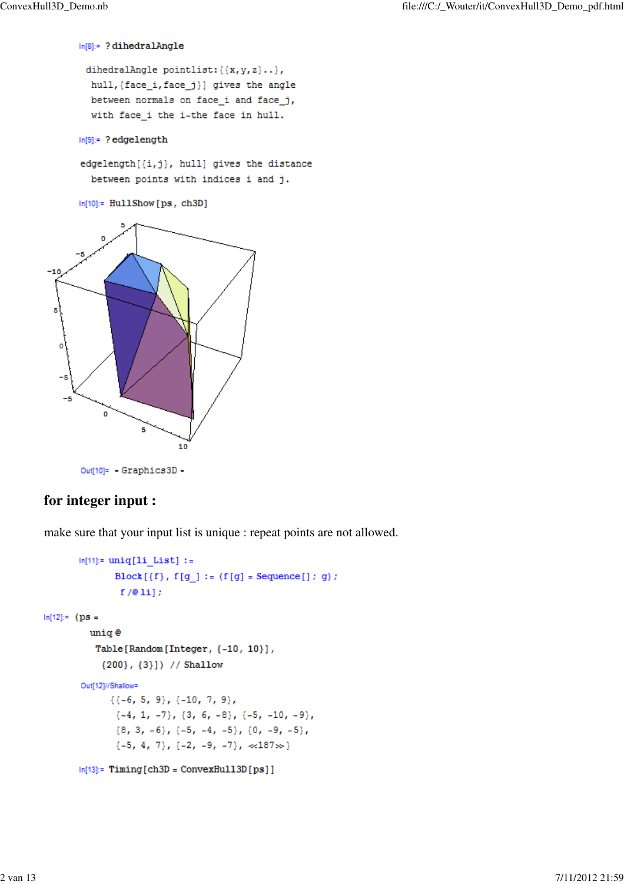In[8]:= ?dihedralAngle

```
dihedralAngle pointlist:{{x,y,z}..},
  hull,{face_i,face_j}] gives the angle
  between normals on face_i and face_j,
  with face_i the i-the face in hull.
```

In[9]:= ?edgelength

```
edgelength[{i,j}, hull] gives the distance
  between points with indices i and j.
```

In[10]:= HullShow[ps, ch3D]

Out[10]= - Graphics3D -

## for integer input :

make sure that your input list is unique : repeat points are not allowed.

```
In[11]:= uniq[li_List] :=
          Block[{f}, f[g_] := (f[g] = Sequence[]; g);
           f /@ li];
```

```
In[12]:= (ps =
          uniq @
           Table[Random[Integer, {-10, 10}],
            {200}, {3}]) // Shallow
```

```
Out[12]//Shallow=
        {{-6, 5, 9}, {-10, 7, 9},
         {-4, 1, -7}, {3, 6, -8}, {-5, -10, -9},
         {8, 3, -6}, {-5, -4, -5}, {0, -9, -5},
         {-5, 4, 7}, {-2, -9, -7}, <<187>>}
```

```
In[13]:= Timing[ch3D = ConvexHull3D[ps]]
```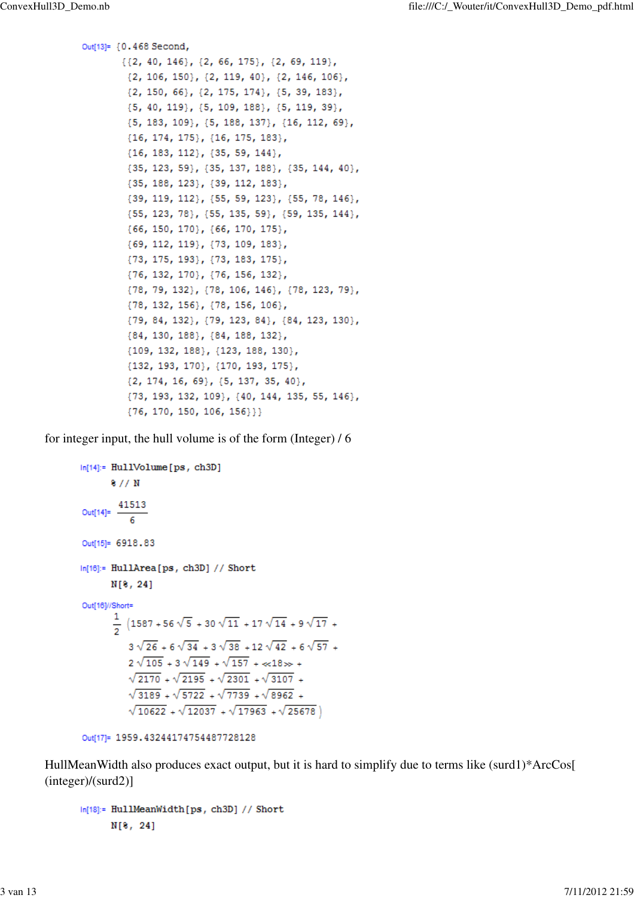Out[13]=
```
{0.468 Second,
 {{2, 40, 146}, {2, 66, 175}, {2, 69, 119},
  {2, 106, 150}, {2, 119, 40}, {2, 146, 106},
  {2, 150, 66}, {2, 175, 174}, {5, 39, 183},
  {5, 40, 119}, {5, 109, 188}, {5, 119, 39},
  {5, 183, 109}, {5, 188, 137}, {16, 112, 69},
  {16, 174, 175}, {16, 175, 183},
  {16, 183, 112}, {35, 59, 144},
  {35, 123, 59}, {35, 137, 188}, {35, 144, 40},
  {35, 188, 123}, {39, 112, 183},
  {39, 119, 112}, {55, 59, 123}, {55, 78, 146},
  {55, 123, 78}, {55, 135, 59}, {59, 135, 144},
  {66, 150, 170}, {66, 170, 175},
  {69, 112, 119}, {73, 109, 183},
  {73, 175, 193}, {73, 183, 175},
  {76, 132, 170}, {76, 156, 132},
  {78, 79, 132}, {78, 106, 146}, {78, 123, 79},
  {78, 132, 156}, {78, 156, 106},
  {79, 84, 132}, {79, 123, 84}, {84, 123, 130},
  {84, 130, 188}, {84, 188, 132},
  {109, 132, 188}, {123, 188, 130},
  {132, 193, 170}, {170, 193, 175},
  {2, 174, 16, 69}, {5, 137, 35, 40},
  {73, 193, 132, 109}, {40, 144, 135, 55, 146},
  {76, 170, 150, 106, 156}}}
```

for integer input, the hull volume is of the form (Integer) / 6

In[14]:=
```
HullVolume[ps, ch3D]
% // N
```

Out[14]= $\frac{41513}{6}$

Out[15]= 6918.83

In[16]:=
```
HullArea[ps, ch3D] // Short
N[%, 24]
```

Out[16]//Short=

$$\frac{1}{2}\left(1587+56\sqrt{5}+30\sqrt{11}+17\sqrt{14}+9\sqrt{17}+3\sqrt{26}+6\sqrt{34}+3\sqrt{38}+12\sqrt{42}+6\sqrt{57}+2\sqrt{105}+3\sqrt{149}+\sqrt{157}+\ll 18\gg+\sqrt{2170}+\sqrt{2195}+\sqrt{2301}+\sqrt{3107}+\sqrt{3189}+\sqrt{5722}+\sqrt{7739}+\sqrt{8962}+\sqrt{10622}+\sqrt{12037}+\sqrt{17963}+\sqrt{25678}\right)$$

Out[17]= 1959.43244174754487728128

HullMeanWidth also produces exact output, but it is hard to simplify due to terms like (surd1)*ArcCos[(integer)/(surd2)]

In[18]:=
```
HullMeanWidth[ps, ch3D] // Short
N[%, 24]
```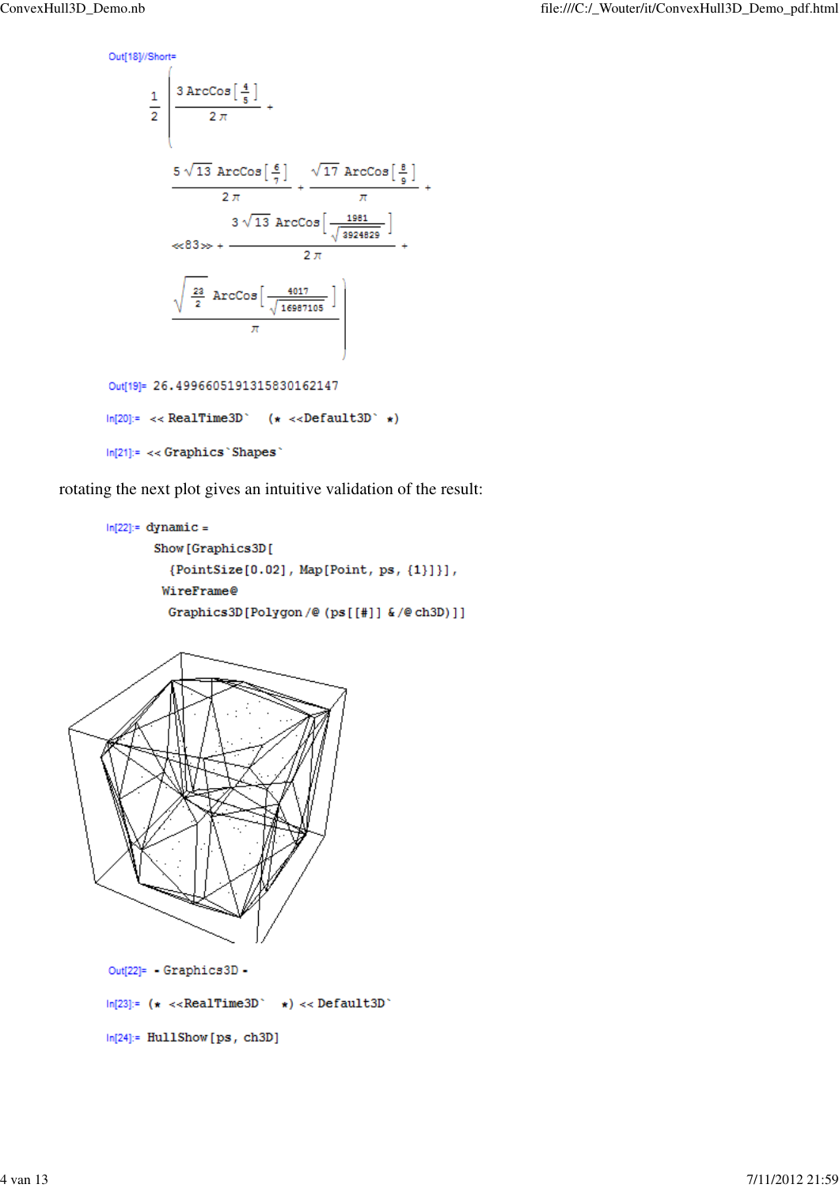Out[18]//Short=

$$\frac{1}{2}\left(\frac{3\,\text{ArcCos}\left[\frac{4}{5}\right]}{2\pi}+\frac{5\sqrt{13}\,\text{ArcCos}\left[\frac{6}{7}\right]}{2\pi}+\frac{\sqrt{17}\,\text{ArcCos}\left[\frac{8}{9}\right]}{\pi}+\ll 83\gg+\frac{3\sqrt{13}\,\text{ArcCos}\left[\frac{1981}{\sqrt{3924829}}\right]}{2\pi}+\frac{\sqrt{\frac{23}{2}}\,\text{ArcCos}\left[\frac{4017}{\sqrt{16987105}}\right]}{\pi}\right)$$

Out[19]= 26.499660519131583016214​7

```
In[20]:= << RealTime3D`   (* <<Default3D` *)
```

```
In[21]:= << Graphics`Shapes`
```

rotating the next plot gives an intuitive validation of the result:

```
In[22]:= dynamic =
          Show[Graphics3D[
            {PointSize[0.02], Map[Point, ps, {1}]}],
           WireFrame@
            Graphics3D[Polygon /@ (ps[[#]] & /@ ch3D)]]
```

Out[22]= - Graphics3D -

```
In[23]:= (* <<RealTime3D` *) << Default3D`
```

```
In[24]:= HullShow[ps, ch3D]
```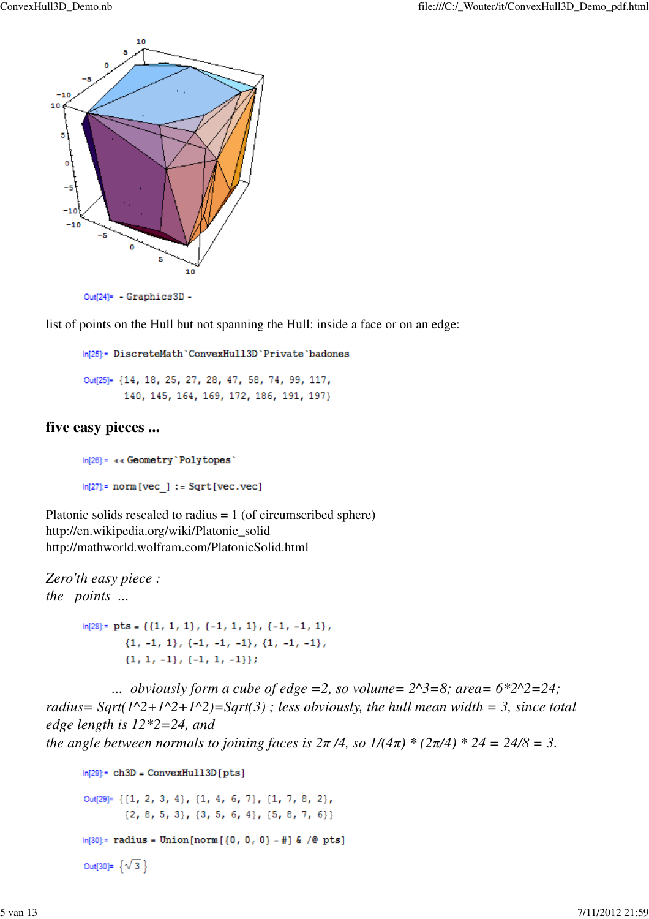Out[24]= - Graphics3D -

list of points on the Hull but not spanning the Hull: inside a face or on an edge:

```
In[25]:= DiscreteMath`ConvexHull3D`Private`badones

Out[25]= {14, 18, 25, 27, 28, 47, 58, 74, 99, 117,
          140, 145, 164, 169, 172, 186, 191, 197}
```

## five easy pieces ...

```
In[26]:= << Geometry`Polytopes`

In[27]:= norm[vec_] := Sqrt[vec.vec]
```

Platonic solids rescaled to radius = 1 (of circumscribed sphere)
http://en.wikipedia.org/wiki/Platonic_solid
http://mathworld.wolfram.com/PlatonicSolid.html

*Zero'th easy piece :*
*the points ...*

```
In[28]:= pts = {{1, 1, 1}, {-1, 1, 1}, {-1, -1, 1},
          {1, -1, 1}, {-1, -1, -1}, {1, -1, -1},
          {1, 1, -1}, {-1, 1, -1}};
```

*... obviously form a cube of edge =2, so volume= 2^3=8; area= 6*2^2=24; radius= Sqrt(1^2+1^2+1^2)=Sqrt(3) ; less obviously, the hull mean width = 3, since total edge length is 12*2=24, and the angle between normals to joining faces is 2π /4, so 1/(4π) * (2π/4) * 24 = 24/8 = 3.*

```
In[29]:= ch3D = ConvexHull3D[pts]

Out[29]= {{1, 2, 3, 4}, {1, 4, 6, 7}, {1, 7, 8, 2},
          {2, 8, 5, 3}, {3, 5, 6, 4}, {5, 8, 7, 6}}

In[30]:= radius = Union[norm[{0, 0, 0} - #] & /@ pts]

Out[30]= {√3}
```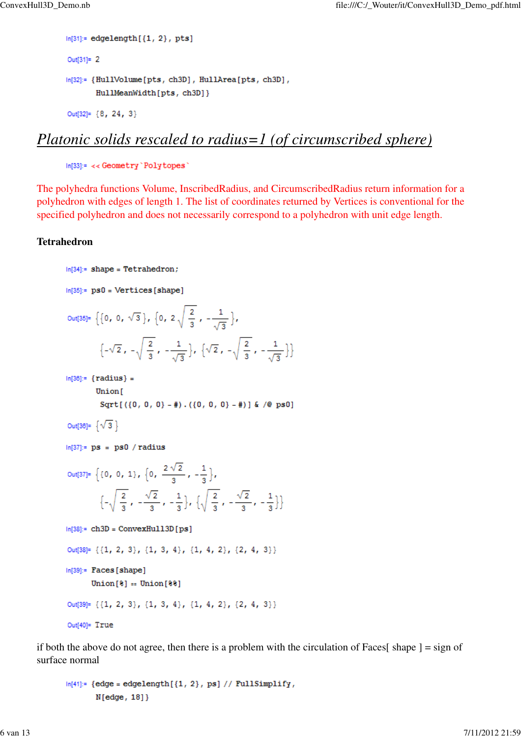In[31]:= 
```
edgelength[{1, 2}, pts]
```

Out[31]= 2

In[32]:= 
```
{HullVolume[pts, ch3D], HullArea[pts, ch3D],
  HullMeanWidth[pts, ch3D]}
```

Out[32]= {8, 24, 3}

# *Platonic solids rescaled to radius=1 (of circumscribed sphere)*

In[33]:= 
```
<< Geometry`Polytopes`
```

The polyhedra functions Volume, InscribedRadius, and CircumscribedRadius return information for a polyhedron with edges of length 1. The list of coordinates returned by Vertices is conventional for the specified polyhedron and does not necessarily correspond to a polyhedron with unit edge length.

### Tetrahedron

In[34]:= 
```
shape = Tetrahedron;
```

In[35]:= 
```
ps0 = Vertices[shape]
```

Out[35]= $\left\{\{0, 0, \sqrt{3}\}, \left\{0, 2\sqrt{\frac{2}{3}}, -\frac{1}{\sqrt{3}}\right\}, \left\{-\sqrt{2}, -\sqrt{\frac{2}{3}}, -\frac{1}{\sqrt{3}}\right\}, \left\{\sqrt{2}, -\sqrt{\frac{2}{3}}, -\frac{1}{\sqrt{3}}\right\}\right\}$

In[36]:= 
```
{radius} =
  Union[
   Sqrt[({0, 0, 0} - #).({0, 0, 0} - #)] & /@ ps0]
```

Out[36]= $\{\sqrt{3}\}$

In[37]:= 
```
ps = ps0 / radius
```

Out[37]= $\left\{\{0, 0, 1\}, \left\{0, \frac{2\sqrt{2}}{3}, -\frac{1}{3}\right\}, \left\{-\sqrt{\frac{2}{3}}, -\frac{\sqrt{2}}{3}, -\frac{1}{3}\right\}, \left\{\sqrt{\frac{2}{3}}, -\frac{\sqrt{2}}{3}, -\frac{1}{3}\right\}\right\}$

In[38]:= 
```
ch3D = ConvexHull3D[ps]
```

Out[38]= {{1, 2, 3}, {1, 3, 4}, {1, 4, 2}, {2, 4, 3}}

In[39]:= 
```
Faces[shape]
Union[%] == Union[%%]
```

Out[39]= {{1, 2, 3}, {1, 3, 4}, {1, 4, 2}, {2, 4, 3}}

Out[40]= True

if both the above do not agree, then there is a problem with the circulation of Faces[ shape ] = sign of surface normal

In[41]:= 
```
{edge = edgelength[{1, 2}, ps] // FullSimplify,
  N[edge, 18]}
```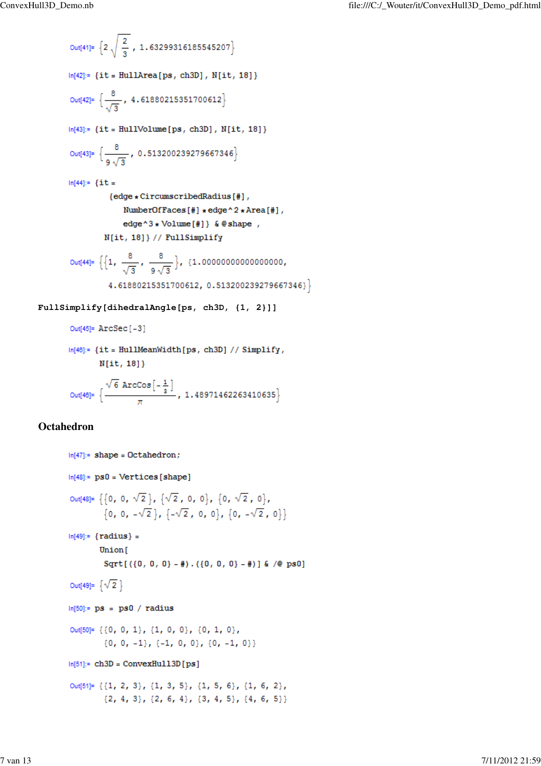Out[41]= $\left\{2\sqrt{\frac{2}{3}}, 1.63299316185545207\right\}$

```
In[42]:= {it = HullArea[ps, ch3D], N[it, 18]}
```

Out[42]= $\left\{\frac{8}{\sqrt{3}}, 4.61880215351700612\right\}$

```
In[43]:= {it = HullVolume[ps, ch3D], N[it, 18]}
```

Out[43]= $\left\{\frac{8}{9\sqrt{3}}, 0.513200239279667346\right\}$

```
In[44]:= {it =
    {edge * CircumscribedRadius[#],
      NumberOfFaces[#] * edge^2 * Area[#],
      edge^3 * Volume[#]} &@shape ,
   N[it, 18]} // FullSimplify
```

Out[44]= $\left\{\left\{1, \frac{8}{\sqrt{3}}, \frac{8}{9\sqrt{3}}\right\}, \{1.00000000000000000, 4.61880215351700612, 0.513200239279667346\}\right\}$

```
FullSimplify[dihedralAngle[ps, ch3D, {1, 2}]]
```

Out[45]= ArcSec[-3]

```
In[46]:= {it = HullMeanWidth[ps, ch3D] // Simplify,
   N[it, 18]}
```

Out[46]= $\left\{\frac{\sqrt{6}\,\text{ArcCos}\left[-\frac{1}{3}\right]}{\pi}, 1.48971462263410635\right\}$

## Octahedron

```
In[47]:= shape = Octahedron;
```

```
In[48]:= ps0 = Vertices[shape]
```

Out[48]= $\{\{0, 0, \sqrt{2}\}, \{\sqrt{2}, 0, 0\}, \{0, \sqrt{2}, 0\}, \{0, 0, -\sqrt{2}\}, \{-\sqrt{2}, 0, 0\}, \{0, -\sqrt{2}, 0\}\}$

```
In[49]:= {radius} =
   Union[
    Sqrt[({0, 0, 0} - #).({0, 0, 0} - #)] & /@ ps0]
```

Out[49]= $\{\sqrt{2}\}$

```
In[50]:= ps = ps0 / radius
```

```
Out[50]= {{0, 0, 1}, {1, 0, 0}, {0, 1, 0},
   {0, 0, -1}, {-1, 0, 0}, {0, -1, 0}}
```

```
In[51]:= ch3D = ConvexHull3D[ps]
```

```
Out[51]= {{1, 2, 3}, {1, 3, 5}, {1, 5, 6}, {1, 6, 2},
   {2, 4, 3}, {2, 6, 4}, {3, 4, 5}, {4, 6, 5}}
```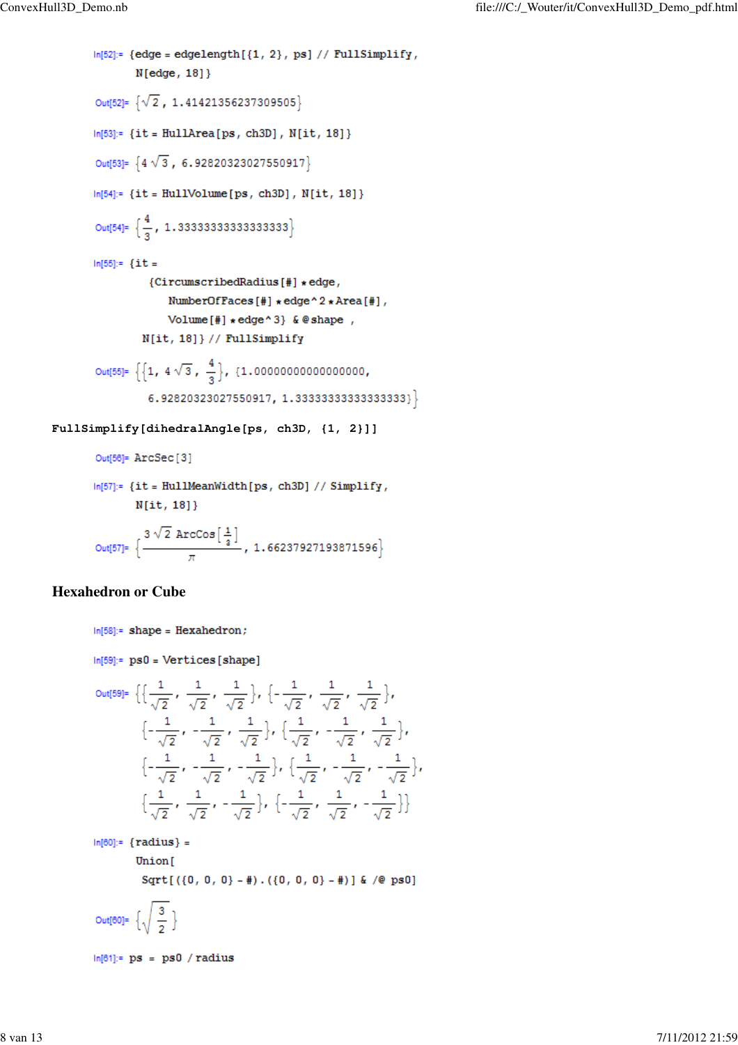```
In[52]:= {edge = edgelength[{1, 2}, ps] // FullSimplify,
         N[edge, 18]}
```

Out[52]= $\{\sqrt{2}, 1.41421356237309505\}$

```
In[53]:= {it = HullArea[ps, ch3D], N[it, 18]}
```

Out[53]= $\{4\sqrt{3}, 6.92820323027550917\}$

```
In[54]:= {it = HullVolume[ps, ch3D], N[it, 18]}
```

Out[54]= $\{\frac{4}{3}, 1.33333333333333333\}$

```
In[55]:= {it =
          {CircumscribedRadius[#] * edge,
            NumberOfFaces[#] * edge^2 * Area[#],
            Volume[#] * edge^3} &@shape ,
         N[it, 18]} // FullSimplify
```

Out[55]= $\{\{1, 4\sqrt{3}, \frac{4}{3}\}, \{1.00000000000000000, 6.92820323027550917, 1.33333333333333333\}\}$

```
FullSimplify[dihedralAngle[ps, ch3D, {1, 2}]]
```

Out[56]= ArcSec[3]

```
In[57]:= {it = HullMeanWidth[ps, ch3D] // Simplify,
         N[it, 18]}
```

Out[57]= $\{\frac{3\sqrt{2}\,\text{ArcCos}[\frac{1}{3}]}{\pi}, 1.66237927193871596\}$

## Hexahedron or Cube

```
In[58]:= shape = Hexahedron;
```

```
In[59]:= ps0 = Vertices[shape]
```

Out[59]= $\{\{\frac{1}{\sqrt{2}}, \frac{1}{\sqrt{2}}, \frac{1}{\sqrt{2}}\}, \{-\frac{1}{\sqrt{2}}, \frac{1}{\sqrt{2}}, \frac{1}{\sqrt{2}}\}, \{-\frac{1}{\sqrt{2}}, -\frac{1}{\sqrt{2}}, \frac{1}{\sqrt{2}}\}, \{\frac{1}{\sqrt{2}}, -\frac{1}{\sqrt{2}}, \frac{1}{\sqrt{2}}\}, \{-\frac{1}{\sqrt{2}}, -\frac{1}{\sqrt{2}}, -\frac{1}{\sqrt{2}}\}, \{\frac{1}{\sqrt{2}}, -\frac{1}{\sqrt{2}}, -\frac{1}{\sqrt{2}}\}, \{\frac{1}{\sqrt{2}}, \frac{1}{\sqrt{2}}, -\frac{1}{\sqrt{2}}\}, \{-\frac{1}{\sqrt{2}}, \frac{1}{\sqrt{2}}, -\frac{1}{\sqrt{2}}\}\}$

```
In[60]:= {radius} =
         Union[
          Sqrt[({0, 0, 0} - #).({0, 0, 0} - #)] & /@ ps0]
```

Out[60]= $\{\sqrt{\frac{3}{2}}\}$

```
In[61]:= ps = ps0 / radius
```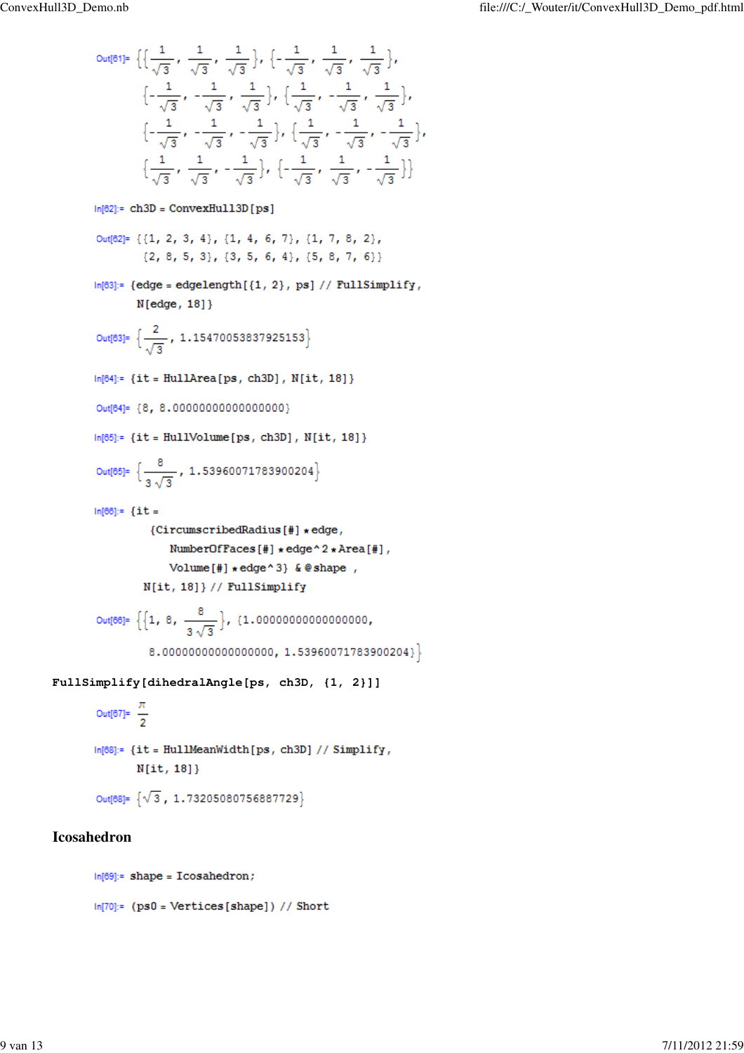Out[61]= $\left\{\left\{\frac{1}{\sqrt{3}}, \frac{1}{\sqrt{3}}, \frac{1}{\sqrt{3}}\right\}, \left\{-\frac{1}{\sqrt{3}}, \frac{1}{\sqrt{3}}, \frac{1}{\sqrt{3}}\right\}, \left\{-\frac{1}{\sqrt{3}}, -\frac{1}{\sqrt{3}}, \frac{1}{\sqrt{3}}\right\}, \left\{\frac{1}{\sqrt{3}}, -\frac{1}{\sqrt{3}}, \frac{1}{\sqrt{3}}\right\}, \left\{-\frac{1}{\sqrt{3}}, -\frac{1}{\sqrt{3}}, -\frac{1}{\sqrt{3}}\right\}, \left\{\frac{1}{\sqrt{3}}, -\frac{1}{\sqrt{3}}, -\frac{1}{\sqrt{3}}\right\}, \left\{\frac{1}{\sqrt{3}}, \frac{1}{\sqrt{3}}, -\frac{1}{\sqrt{3}}\right\}, \left\{-\frac{1}{\sqrt{3}}, \frac{1}{\sqrt{3}}, -\frac{1}{\sqrt{3}}\right\}\right\}$

```
In[62]:= ch3D = ConvexHull3D[ps]

Out[62]= {{1, 2, 3, 4}, {1, 4, 6, 7}, {1, 7, 8, 2},
          {2, 8, 5, 3}, {3, 5, 6, 4}, {5, 8, 7, 6}}

In[63]:= {edge = edgelength[{1, 2}, ps] // FullSimplify,
          N[edge, 18]}
```

Out[63]= $\left\{\frac{2}{\sqrt{3}}, 1.15470053837925153\right\}$

```
In[64]:= {it = HullArea[ps, ch3D], N[it, 18]}

Out[64]= {8, 8.00000000000000000}

In[65]:= {it = HullVolume[ps, ch3D], N[it, 18]}
```

Out[65]= $\left\{\frac{8}{3\sqrt{3}}, 1.53960071783900204\right\}$

```
In[66]:= {it =
            {CircumscribedRadius[#] * edge,
              NumberOfFaces[#] * edge^2 * Area[#],
              Volume[#] * edge^3} & @shape ,
          N[it, 18]} // FullSimplify
```

Out[66]= $\left\{\left\{1, 8, \frac{8}{3\sqrt{3}}\right\}, \{1.00000000000000000, 8.00000000000000000, 1.53960071783900204\}\right\}$

```
FullSimplify[dihedralAngle[ps, ch3D, {1, 2}]]
```

Out[67]= $\frac{\pi}{2}$

```
In[68]:= {it = HullMeanWidth[ps, ch3D] // Simplify,
          N[it, 18]}
```

Out[68]= $\left\{\sqrt{3}, 1.73205080756887729\right\}$

## Icosahedron

```
In[69]:= shape = Icosahedron;

In[70]:= (ps0 = Vertices[shape]) // Short
```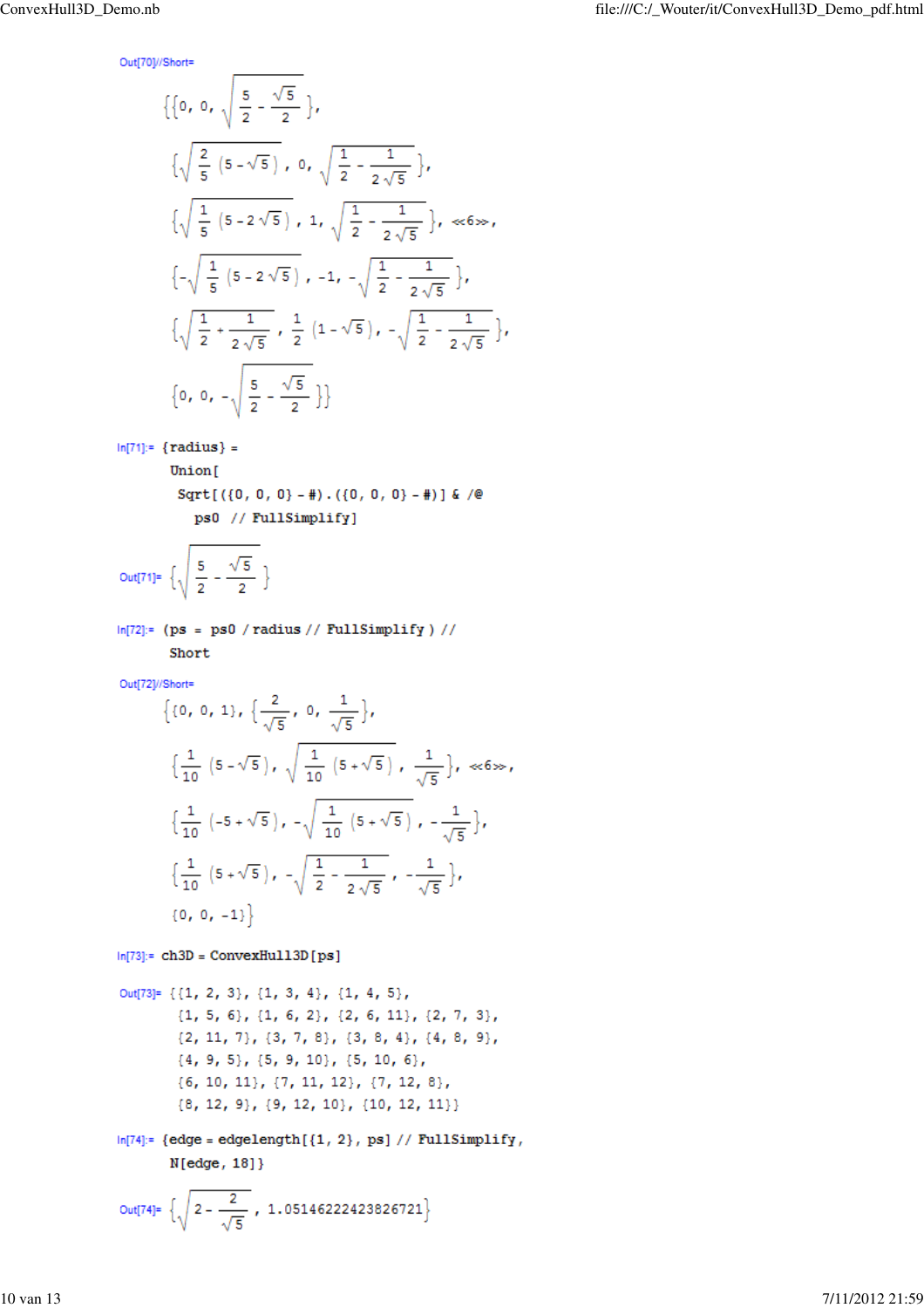Out[70]//Short=

$$\left\{\left\{0,\ 0,\ \sqrt{\frac{5}{2}-\frac{\sqrt{5}}{2}}\right\},\right.$$

$$\left\{\sqrt{\frac{2}{5}\left(5-\sqrt{5}\right)},\ 0,\ \sqrt{\frac{1}{2}-\frac{1}{2\sqrt{5}}}\right\},$$

$$\left\{\sqrt{\frac{1}{5}\left(5-2\sqrt{5}\right)},\ 1,\ \sqrt{\frac{1}{2}-\frac{1}{2\sqrt{5}}}\right\},\ \ll 6 \gg,$$

$$\left\{-\sqrt{\frac{1}{5}\left(5-2\sqrt{5}\right)},\ -1,\ -\sqrt{\frac{1}{2}-\frac{1}{2\sqrt{5}}}\right\},$$

$$\left\{\sqrt{\frac{1}{2}+\frac{1}{2\sqrt{5}}},\ \frac{1}{2}\left(1-\sqrt{5}\right),\ -\sqrt{\frac{1}{2}-\frac{1}{2\sqrt{5}}}\right\},$$

$$\left.\left\{0,\ 0,\ -\sqrt{\frac{5}{2}-\frac{\sqrt{5}}{2}}\right\}\right\}$$

```
In[71]:= {radius} =
  Union[
   Sqrt[({0, 0, 0} - #).({0, 0, 0} - #)] & /@
    ps0  // FullSimplify]
```

Out[71]= $\left\{\sqrt{\frac{5}{2}-\frac{\sqrt{5}}{2}}\right\}$

```
In[72]:= (ps = ps0 / radius // FullSimplify ) //
  Short
```

Out[72]//Short=

$$\left\{\{0,\ 0,\ 1\},\ \left\{\frac{2}{\sqrt{5}},\ 0,\ \frac{1}{\sqrt{5}}\right\},\right.$$

$$\left\{\frac{1}{10}\left(5-\sqrt{5}\right),\ \sqrt{\frac{1}{10}\left(5+\sqrt{5}\right)},\ \frac{1}{\sqrt{5}}\right\},\ \ll 6 \gg,$$

$$\left\{\frac{1}{10}\left(-5+\sqrt{5}\right),\ -\sqrt{\frac{1}{10}\left(5+\sqrt{5}\right)},\ -\frac{1}{\sqrt{5}}\right\},$$

$$\left\{\frac{1}{10}\left(5+\sqrt{5}\right),\ -\sqrt{\frac{1}{2}-\frac{1}{2\sqrt{5}}},\ -\frac{1}{\sqrt{5}}\right\},$$

$$\left.\{0,\ 0,\ -1\}\right\}$$

```
In[73]:= ch3D = ConvexHull3D[ps]
```

```
Out[73]= {{1, 2, 3}, {1, 3, 4}, {1, 4, 5},
  {1, 5, 6}, {1, 6, 2}, {2, 6, 11}, {2, 7, 3},
  {2, 11, 7}, {3, 7, 8}, {3, 8, 4}, {4, 8, 9},
  {4, 9, 5}, {5, 9, 10}, {5, 10, 6},
  {6, 10, 11}, {7, 11, 12}, {7, 12, 8},
  {8, 12, 9}, {9, 12, 10}, {10, 12, 11}}
```

```
In[74]:= {edge = edgelength[{1, 2}, ps] // FullSimplify,
  N[edge, 18]}
```

Out[74]= $\left\{\sqrt{2-\frac{2}{\sqrt{5}}},\ 1.05146222423826721\right\}$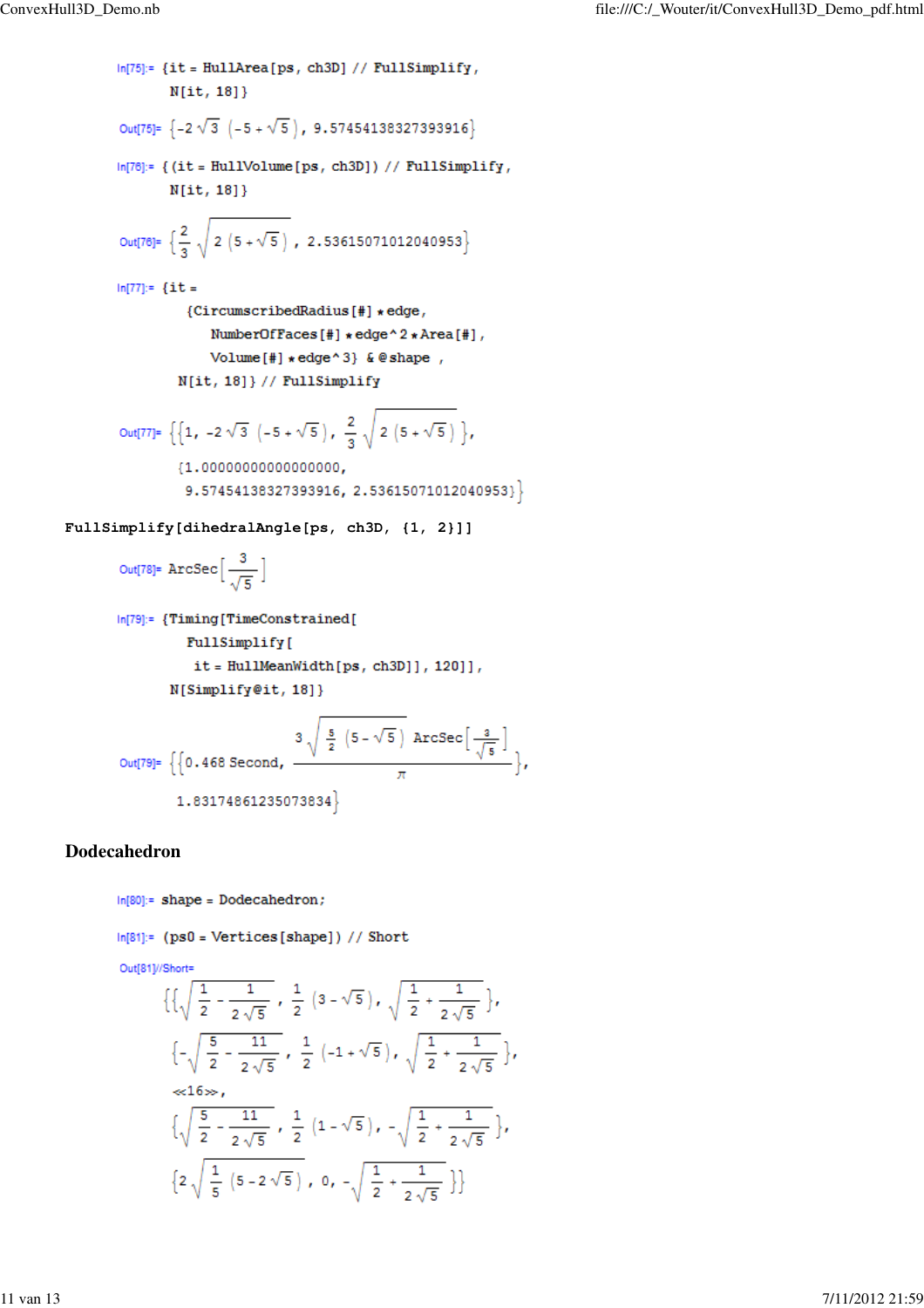In[75]:=
```
{it = HullArea[ps, ch3D] // FullSimplify,
 N[it, 18]}
```

Out[75]= $\left\{-2\sqrt{3}\left(-5+\sqrt{5}\right),\ 9.57454138327393916\right\}$

In[76]:=
```
{(it = HullVolume[ps, ch3D]) // FullSimplify,
 N[it, 18]}
```

Out[76]= $\left\{\frac{2}{3}\sqrt{2\left(5+\sqrt{5}\right)},\ 2.53615071012040953\right\}$

In[77]:=
```
{it =
   {CircumscribedRadius[#] * edge,
     NumberOfFaces[#] * edge^2 * Area[#],
     Volume[#] * edge^3} & @shape ,
  N[it, 18]} // FullSimplify
```

Out[77]= $\left\{\left\{1,\ -2\sqrt{3}\left(-5+\sqrt{5}\right),\ \frac{2}{3}\sqrt{2\left(5+\sqrt{5}\right)}\right\},\right.$
$\left.\{1.00000000000000000,\ 9.57454138327393916,\ 2.53615071012040953\}\right\}$

```
FullSimplify[dihedralAngle[ps, ch3D, {1, 2}]]
```

Out[78]= $\mathrm{ArcSec}\left[\frac{3}{\sqrt{5}}\right]$

In[79]:=
```
{Timing[TimeConstrained[
   FullSimplify[
    it = HullMeanWidth[ps, ch3D]], 120]],
 N[Simplify@it, 18]}
```

Out[79]= $\left\{\left\{0.468\ \mathrm{Second},\ \frac{3\sqrt{\frac{5}{2}\left(5-\sqrt{5}\right)}\ \mathrm{ArcSec}\left[\frac{3}{\sqrt{5}}\right]}{\pi}\right\},\right.$
$\left.1.83174861235073834\right\}$

## Dodecahedron

In[80]:=
```
shape = Dodecahedron;
```

In[81]:=
```
(ps0 = Vertices[shape]) // Short
```

Out[81]//Short=

$\left\{\left\{\sqrt{\frac{1}{2}-\frac{1}{2\sqrt{5}}},\ \frac{1}{2}\left(3-\sqrt{5}\right),\ \sqrt{\frac{1}{2}+\frac{1}{2\sqrt{5}}}\right\},\right.$

$\left\{-\sqrt{\frac{5}{2}-\frac{11}{2\sqrt{5}}},\ \frac{1}{2}\left(-1+\sqrt{5}\right),\ \sqrt{\frac{1}{2}+\frac{1}{2\sqrt{5}}}\right\},$

«16»,

$\left\{\sqrt{\frac{5}{2}-\frac{11}{2\sqrt{5}}},\ \frac{1}{2}\left(1-\sqrt{5}\right),\ -\sqrt{\frac{1}{2}+\frac{1}{2\sqrt{5}}}\right\},$

$\left.\left\{2\sqrt{\frac{1}{5}\left(5-2\sqrt{5}\right)},\ 0,\ -\sqrt{\frac{1}{2}+\frac{1}{2\sqrt{5}}}\right\}\right\}$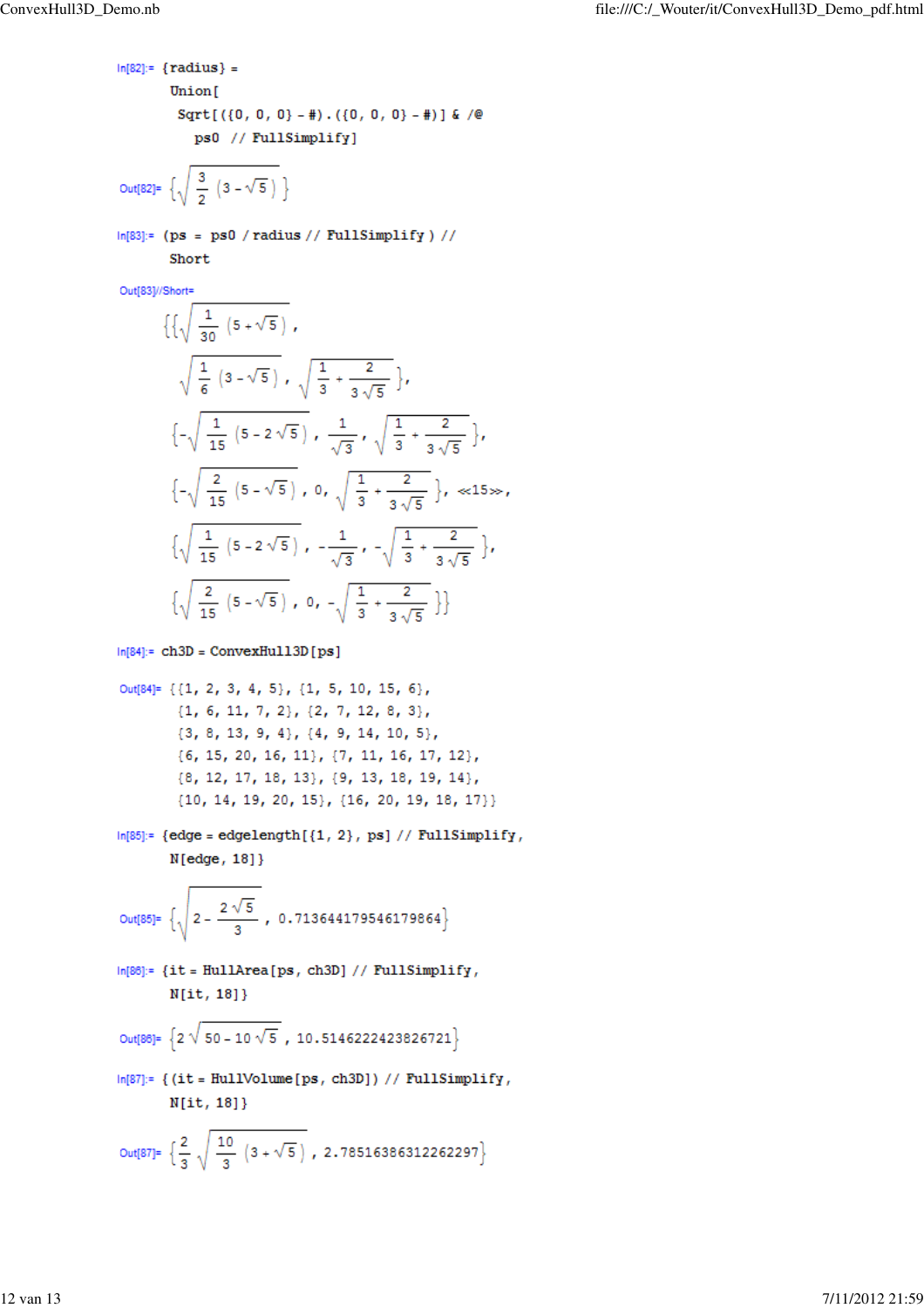In[82]:=
```
{radius} =
  Union[
   Sqrt[({0, 0, 0} - #).({0, 0, 0} - #)] & /@
    ps0 // FullSimplify]
```

Out[82]= $\left\{\sqrt{\frac{3}{2}\left(3-\sqrt{5}\right)}\right\}$

In[83]:=
```
(ps = ps0 / radius // FullSimplify) //
  Short
```

Out[83]//Short=

$$\left\{\left\{\sqrt{\frac{1}{30}\left(5+\sqrt{5}\right)},\ \sqrt{\frac{1}{6}\left(3-\sqrt{5}\right)},\ \sqrt{\frac{1}{3}+\frac{2}{3\sqrt{5}}}\right\},\right.$$
$$\left\{-\sqrt{\frac{1}{15}\left(5-2\sqrt{5}\right)},\ \frac{1}{\sqrt{3}},\ \sqrt{\frac{1}{3}+\frac{2}{3\sqrt{5}}}\right\},$$
$$\left\{-\sqrt{\frac{2}{15}\left(5-\sqrt{5}\right)},\ 0,\ \sqrt{\frac{1}{3}+\frac{2}{3\sqrt{5}}}\right\},\ \ll 15 \gg,$$
$$\left\{\sqrt{\frac{1}{15}\left(5-2\sqrt{5}\right)},\ -\frac{1}{\sqrt{3}},\ -\sqrt{\frac{1}{3}+\frac{2}{3\sqrt{5}}}\right\},$$
$$\left.\left\{\sqrt{\frac{2}{15}\left(5-\sqrt{5}\right)},\ 0,\ -\sqrt{\frac{1}{3}+\frac{2}{3\sqrt{5}}}\right\}\right\}$$

In[84]:=
```
ch3D = ConvexHull3D[ps]
```

Out[84]=
```
{{1, 2, 3, 4, 5}, {1, 5, 10, 15, 6},
 {1, 6, 11, 7, 2}, {2, 7, 12, 8, 3},
 {3, 8, 13, 9, 4}, {4, 9, 14, 10, 5},
 {6, 15, 20, 16, 11}, {7, 11, 16, 17, 12},
 {8, 12, 17, 18, 13}, {9, 13, 18, 19, 14},
 {10, 14, 19, 20, 15}, {16, 20, 19, 18, 17}}
```

In[85]:=
```
{edge = edgelength[{1, 2}, ps] // FullSimplify,
  N[edge, 18]}
```

Out[85]= $\left\{\sqrt{2-\frac{2\sqrt{5}}{3}},\ 0.713644179546179864\right\}$

In[86]:=
```
{it = HullArea[ps, ch3D] // FullSimplify,
  N[it, 18]}
```

Out[86]= $\left\{2\sqrt{50-10\sqrt{5}},\ 10.5146222423826721\right\}$

In[87]:=
```
{(it = HullVolume[ps, ch3D]) // FullSimplify,
  N[it, 18]}
```

Out[87]= $\left\{\frac{2}{3}\sqrt{\frac{10}{3}\left(3+\sqrt{5}\right)},\ 2.78516386312262297\right\}$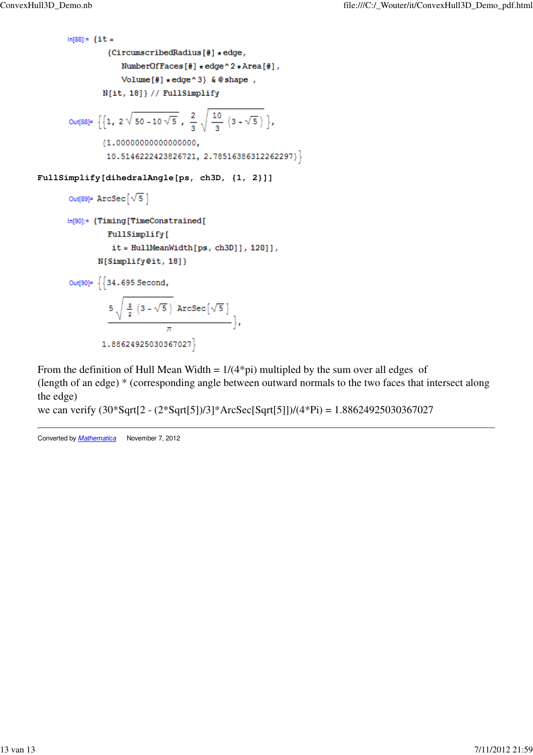```
In[88]:= {it =
    {CircumscribedRadius[#] * edge,
      NumberOfFaces[#] * edge^2 * Area[#],
      Volume[#] * edge^3} & @shape ,
   N[it, 18]} // FullSimplify
```

Out[88]= $\left\{\left\{1,\ 2\sqrt{50-10\sqrt{5}},\ \frac{2}{3}\sqrt{\frac{10}{3}\left(3+\sqrt{5}\right)}\right\},\right.$

```
{1.00000000000000000,
 10.5146222423826721, 2.78516386312262297}}
```

```
FullSimplify[dihedralAngle[ps, ch3D, {1, 2}]]
```

Out[89]= $\mathrm{ArcSec}\left[\sqrt{5}\right]$

```
In[90]:= {Timing[TimeConstrained[
     FullSimplify[
      it = HullMeanWidth[ps, ch3D]], 120]],
  N[Simplify@it, 18]}
```

Out[90]= $\left\{\left\{34.695\ \mathrm{Second},\ \frac{5\sqrt{\frac{3}{2}\left(3-\sqrt{5}\right)}\ \mathrm{ArcSec}\left[\sqrt{5}\right]}{\pi}\right\},\right.$

```
1.88624925030367027}
```

From the definition of Hull Mean Width = 1/(4*pi) multipled by the sum over all edges of (length of an edge) * (corresponding angle between outward normals to the two faces that intersect along the edge)
we can verify (30*Sqrt[2 - (2*Sqrt[5])/3]*ArcSec[Sqrt[5]])/(4*Pi) = 1.88624925030367027

---

Converted by *Mathematica* November 7, 2012